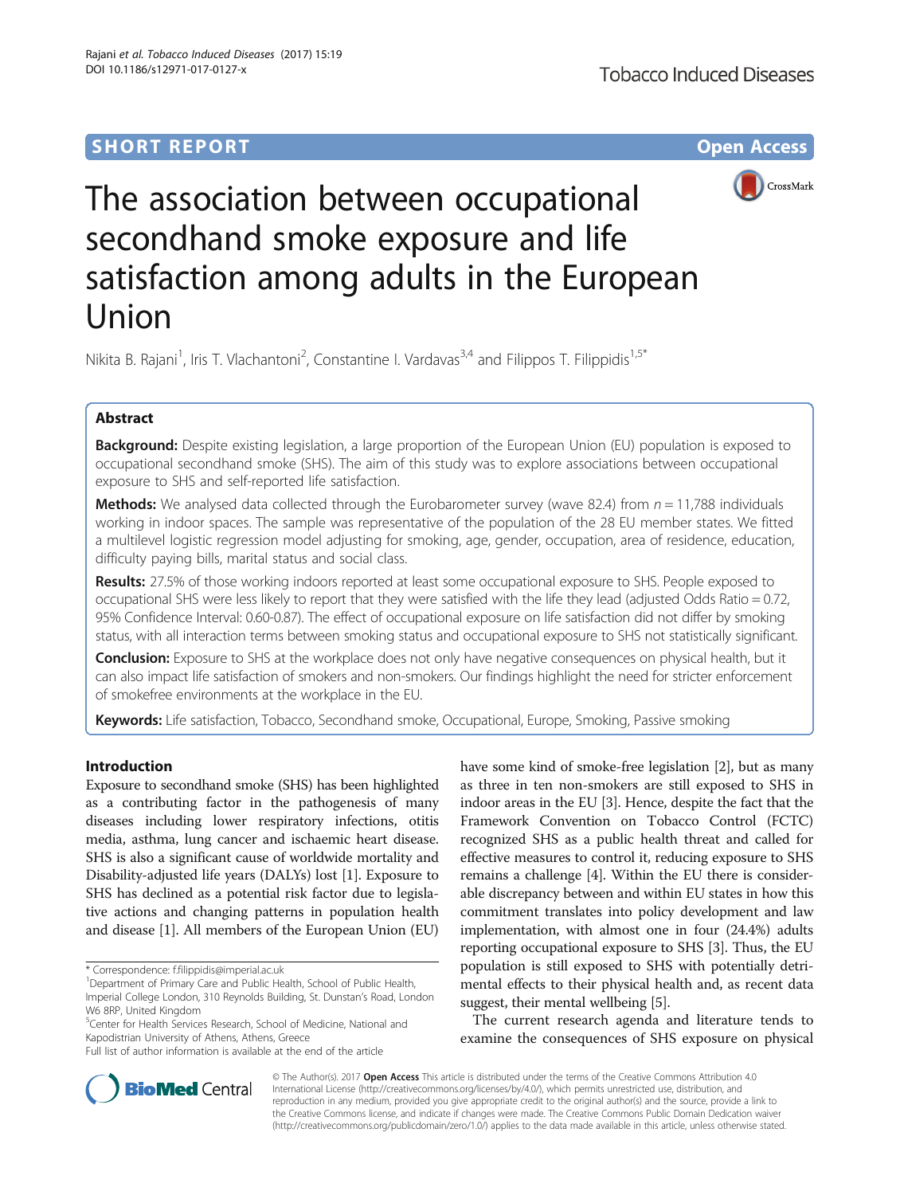SHORT REPORT

Open Access

# The association between occupational secondhand smoke exposure and life satisfaction among adults in the European Union

Nikita B. Rajani[1], Iris T. Vlachantoni[2], Constantine I. Vardavas[3,4] and Filippos T. Filippidis[1,5*]

## Abstract

**Background:** Despite existing legislation, a large proportion of the European Union (EU) population is exposed to occupational secondhand smoke (SHS). The aim of this study was to explore associations between occupational exposure to SHS and self-reported life satisfaction.

**Methods:** We analysed data collected through the Eurobarometer survey (wave 82.4) from $n = 11,788$ individuals working in indoor spaces. The sample was representative of the population of the 28 EU member states. We fitted a multilevel logistic regression model adjusting for smoking, age, gender, occupation, area of residence, education, difficulty paying bills, marital status and social class.

**Results:** 27.5% of those working indoors reported at least some occupational exposure to SHS. People exposed to occupational SHS were less likely to report that they were satisfied with the life they lead (adjusted Odds Ratio = 0.72, 95% Confidence Interval: 0.60-0.87). The effect of occupational exposure on life satisfaction did not differ by smoking status, with all interaction terms between smoking status and occupational exposure to SHS not statistically significant.

**Conclusion:** Exposure to SHS at the workplace does not only have negative consequences on physical health, but it can also impact life satisfaction of smokers and non-smokers. Our findings highlight the need for stricter enforcement of smokefree environments at the workplace in the EU.

**Keywords:** Life satisfaction, Tobacco, Secondhand smoke, Occupational, Europe, Smoking, Passive smoking

## Introduction

Exposure to secondhand smoke (SHS) has been highlighted as a contributing factor in the pathogenesis of many diseases including lower respiratory infections, otitis media, asthma, lung cancer and ischaemic heart disease. SHS is also a significant cause of worldwide mortality and Disability-adjusted life years (DALYs) lost [1]. Exposure to SHS has declined as a potential risk factor due to legislative actions and changing patterns in population health and disease [1]. All members of the European Union (EU) have some kind of smoke-free legislation [2], but as many as three in ten non-smokers are still exposed to SHS in indoor areas in the EU [3]. Hence, despite the fact that the Framework Convention on Tobacco Control (FCTC) recognized SHS as a public health threat and called for effective measures to control it, reducing exposure to SHS remains a challenge [4]. Within the EU there is considerable discrepancy between and within EU states in how this commitment translates into policy development and law implementation, with almost one in four (24.4%) adults reporting occupational exposure to SHS [3]. Thus, the EU population is still exposed to SHS with potentially detrimental effects to their physical health and, as recent data suggest, their mental wellbeing [5].

The current research agenda and literature tends to examine the consequences of SHS exposure on physical

\* Correspondence: f.filippidis@imperial.ac.uk

[1]Department of Primary Care and Public Health, School of Public Health, Imperial College London, 310 Reynolds Building, St. Dunstan's Road, London W6 8RP, United Kingdom

[5]Center for Health Services Research, School of Medicine, National and Kapodistrian University of Athens, Athens, Greece

Full list of author information is available at the end of the article

© The Author(s). 2017 **Open Access** This article is distributed under the terms of the Creative Commons Attribution 4.0 International License (http://creativecommons.org/licenses/by/4.0/), which permits unrestricted use, distribution, and reproduction in any medium, provided you give appropriate credit to the original author(s) and the source, provide a link to the Creative Commons license, and indicate if changes were made. The Creative Commons Public Domain Dedication waiver (http://creativecommons.org/publicdomain/zero/1.0/) applies to the data made available in this article, unless otherwise stated.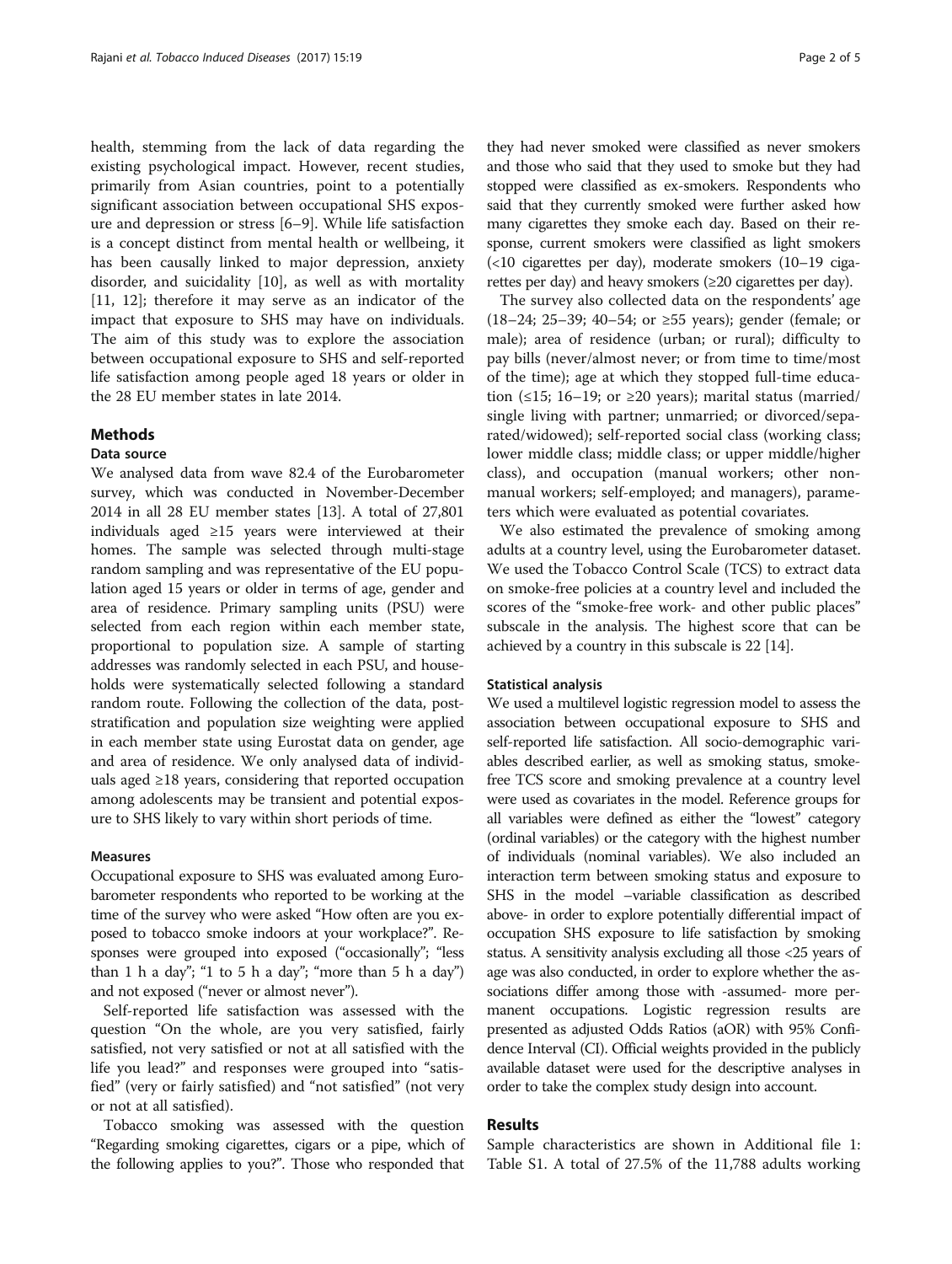health, stemming from the lack of data regarding the existing psychological impact. However, recent studies, primarily from Asian countries, point to a potentially significant association between occupational SHS exposure and depression or stress [6–9]. While life satisfaction is a concept distinct from mental health or wellbeing, it has been causally linked to major depression, anxiety disorder, and suicidality [10], as well as with mortality [11, 12]; therefore it may serve as an indicator of the impact that exposure to SHS may have on individuals. The aim of this study was to explore the association between occupational exposure to SHS and self-reported life satisfaction among people aged 18 years or older in the 28 EU member states in late 2014.

## Methods

### Data source

We analysed data from wave 82.4 of the Eurobarometer survey, which was conducted in November-December 2014 in all 28 EU member states [13]. A total of 27,801 individuals aged ≥15 years were interviewed at their homes. The sample was selected through multi-stage random sampling and was representative of the EU population aged 15 years or older in terms of age, gender and area of residence. Primary sampling units (PSU) were selected from each region within each member state, proportional to population size. A sample of starting addresses was randomly selected in each PSU, and households were systematically selected following a standard random route. Following the collection of the data, post-stratification and population size weighting were applied in each member state using Eurostat data on gender, age and area of residence. We only analysed data of individuals aged ≥18 years, considering that reported occupation among adolescents may be transient and potential exposure to SHS likely to vary within short periods of time.

### Measures

Occupational exposure to SHS was evaluated among Eurobarometer respondents who reported to be working at the time of the survey who were asked "How often are you exposed to tobacco smoke indoors at your workplace?". Responses were grouped into exposed ("occasionally"; "less than 1 h a day"; "1 to 5 h a day"; "more than 5 h a day") and not exposed ("never or almost never").

Self-reported life satisfaction was assessed with the question "On the whole, are you very satisfied, fairly satisfied, not very satisfied or not at all satisfied with the life you lead?" and responses were grouped into "satisfied" (very or fairly satisfied) and "not satisfied" (not very or not at all satisfied).

Tobacco smoking was assessed with the question "Regarding smoking cigarettes, cigars or a pipe, which of the following applies to you?". Those who responded that they had never smoked were classified as never smokers and those who said that they used to smoke but they had stopped were classified as ex-smokers. Respondents who said that they currently smoked were further asked how many cigarettes they smoke each day. Based on their response, current smokers were classified as light smokers (<10 cigarettes per day), moderate smokers (10–19 cigarettes per day) and heavy smokers (≥20 cigarettes per day).

The survey also collected data on the respondents' age (18–24; 25–39; 40–54; or ≥55 years); gender (female; or male); area of residence (urban; or rural); difficulty to pay bills (never/almost never; or from time to time/most of the time); age at which they stopped full-time education (≤15; 16–19; or ≥20 years); marital status (married/single living with partner; unmarried; or divorced/separated/widowed); self-reported social class (working class; lower middle class; middle class; or upper middle/higher class), and occupation (manual workers; other non-manual workers; self-employed; and managers), parameters which were evaluated as potential covariates.

We also estimated the prevalence of smoking among adults at a country level, using the Eurobarometer dataset. We used the Tobacco Control Scale (TCS) to extract data on smoke-free policies at a country level and included the scores of the "smoke-free work- and other public places" subscale in the analysis. The highest score that can be achieved by a country in this subscale is 22 [14].

### Statistical analysis

We used a multilevel logistic regression model to assess the association between occupational exposure to SHS and self-reported life satisfaction. All socio-demographic variables described earlier, as well as smoking status, smoke-free TCS score and smoking prevalence at a country level were used as covariates in the model. Reference groups for all variables were defined as either the "lowest" category (ordinal variables) or the category with the highest number of individuals (nominal variables). We also included an interaction term between smoking status and exposure to SHS in the model –variable classification as described above- in order to explore potentially differential impact of occupation SHS exposure to life satisfaction by smoking status. A sensitivity analysis excluding all those <25 years of age was also conducted, in order to explore whether the associations differ among those with -assumed- more permanent occupations. Logistic regression results are presented as adjusted Odds Ratios (aOR) with 95% Confidence Interval (CI). Official weights provided in the publicly available dataset were used for the descriptive analyses in order to take the complex study design into account.

## Results

Sample characteristics are shown in Additional file 1: Table S1. A total of 27.5% of the 11,788 adults working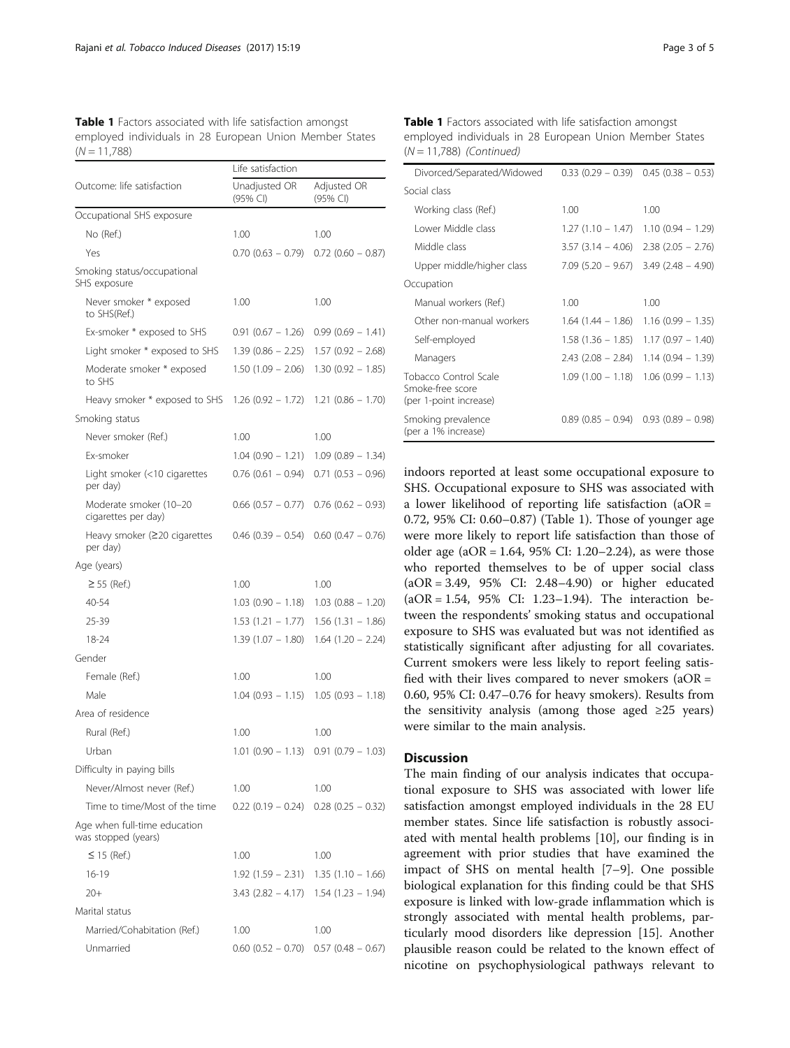**Table 1** Factors associated with life satisfaction amongst employed individuals in 28 European Union Member States (N = 11,788)

| Outcome: life satisfaction | Life satisfaction | |
|---|---|---|
| | Unadjusted OR (95% CI) | Adjusted OR (95% CI) |
| Occupational SHS exposure | | |
| No (Ref.) | 1.00 | 1.00 |
| Yes | 0.70 (0.63 – 0.79) | 0.72 (0.60 – 0.87) |
| Smoking status/occupational SHS exposure | | |
| Never smoker * exposed to SHS(Ref.) | 1.00 | 1.00 |
| Ex-smoker * exposed to SHS | 0.91 (0.67 – 1.26) | 0.99 (0.69 – 1.41) |
| Light smoker * exposed to SHS | 1.39 (0.86 – 2.25) | 1.57 (0.92 – 2.68) |
| Moderate smoker * exposed to SHS | 1.50 (1.09 – 2.06) | 1.30 (0.92 – 1.85) |
| Heavy smoker * exposed to SHS | 1.26 (0.92 – 1.72) | 1.21 (0.86 – 1.70) |
| Smoking status | | |
| Never smoker (Ref.) | 1.00 | 1.00 |
| Ex-smoker | 1.04 (0.90 – 1.21) | 1.09 (0.89 – 1.34) |
| Light smoker (<10 cigarettes per day) | 0.76 (0.61 – 0.94) | 0.71 (0.53 – 0.96) |
| Moderate smoker (10–20 cigarettes per day) | 0.66 (0.57 – 0.77) | 0.76 (0.62 – 0.93) |
| Heavy smoker (≥20 cigarettes per day) | 0.46 (0.39 – 0.54) | 0.60 (0.47 – 0.76) |
| Age (years) | | |
| ≥ 55 (Ref.) | 1.00 | 1.00 |
| 40-54 | 1.03 (0.90 – 1.18) | 1.03 (0.88 – 1.20) |
| 25-39 | 1.53 (1.21 – 1.77) | 1.56 (1.31 – 1.86) |
| 18-24 | 1.39 (1.07 – 1.80) | 1.64 (1.20 – 2.24) |
| Gender | | |
| Female (Ref.) | 1.00 | 1.00 |
| Male | 1.04 (0.93 – 1.15) | 1.05 (0.93 – 1.18) |
| Area of residence | | |
| Rural (Ref.) | 1.00 | 1.00 |
| Urban | 1.01 (0.90 – 1.13) | 0.91 (0.79 – 1.03) |
| Difficulty in paying bills | | |
| Never/Almost never (Ref.) | 1.00 | 1.00 |
| Time to time/Most of the time | 0.22 (0.19 – 0.24) | 0.28 (0.25 – 0.32) |
| Age when full-time education was stopped (years) | | |
| ≤ 15 (Ref.) | 1.00 | 1.00 |
| 16-19 | 1.92 (1.59 – 2.31) | 1.35 (1.10 – 1.66) |
| 20+ | 3.43 (2.82 – 4.17) | 1.54 (1.23 – 1.94) |
| Marital status | | |
| Married/Cohabitation (Ref.) | 1.00 | 1.00 |
| Unmarried | 0.60 (0.52 – 0.70) | 0.57 (0.48 – 0.67) |
| Divorced/Separated/Widowed | 0.33 (0.29 – 0.39) | 0.45 (0.38 – 0.53) |
| Social class | | |
| Working class (Ref.) | 1.00 | 1.00 |
| Lower Middle class | 1.27 (1.10 – 1.47) | 1.10 (0.94 – 1.29) |
| Middle class | 3.57 (3.14 – 4.06) | 2.38 (2.05 – 2.76) |
| Upper middle/higher class | 7.09 (5.20 – 9.67) | 3.49 (2.48 – 4.90) |
| Occupation | | |
| Manual workers (Ref.) | 1.00 | 1.00 |
| Other non-manual workers | 1.64 (1.44 – 1.86) | 1.16 (0.99 – 1.35) |
| Self-employed | 1.58 (1.36 – 1.85) | 1.17 (0.97 – 1.40) |
| Managers | 2.43 (2.08 – 2.84) | 1.14 (0.94 – 1.39) |
| Tobacco Control Scale Smoke-free score (per 1-point increase) | 1.09 (1.00 – 1.18) | 1.06 (0.99 – 1.13) |
| Smoking prevalence (per a 1% increase) | 0.89 (0.85 – 0.94) | 0.93 (0.89 – 0.98) |

indoors reported at least some occupational exposure to SHS. Occupational exposure to SHS was associated with a lower likelihood of reporting life satisfaction (aOR = 0.72, 95% CI: 0.60–0.87) (Table 1). Those of younger age were more likely to report life satisfaction than those of older age (aOR = 1.64, 95% CI: 1.20–2.24), as were those who reported themselves to be of upper social class (aOR = 3.49, 95% CI: 2.48–4.90) or higher educated (aOR = 1.54, 95% CI: 1.23–1.94). The interaction between the respondents' smoking status and occupational exposure to SHS was evaluated but was not identified as statistically significant after adjusting for all covariates. Current smokers were less likely to report feeling satisfied with their lives compared to never smokers (aOR = 0.60, 95% CI: 0.47–0.76 for heavy smokers). Results from the sensitivity analysis (among those aged ≥25 years) were similar to the main analysis.

## Discussion

The main finding of our analysis indicates that occupational exposure to SHS was associated with lower life satisfaction amongst employed individuals in the 28 EU member states. Since life satisfaction is robustly associated with mental health problems [10], our finding is in agreement with prior studies that have examined the impact of SHS on mental health [7–9]. One possible biological explanation for this finding could be that SHS exposure is linked with low-grade inflammation which is strongly associated with mental health problems, particularly mood disorders like depression [15]. Another plausible reason could be related to the known effect of nicotine on psychophysiological pathways relevant to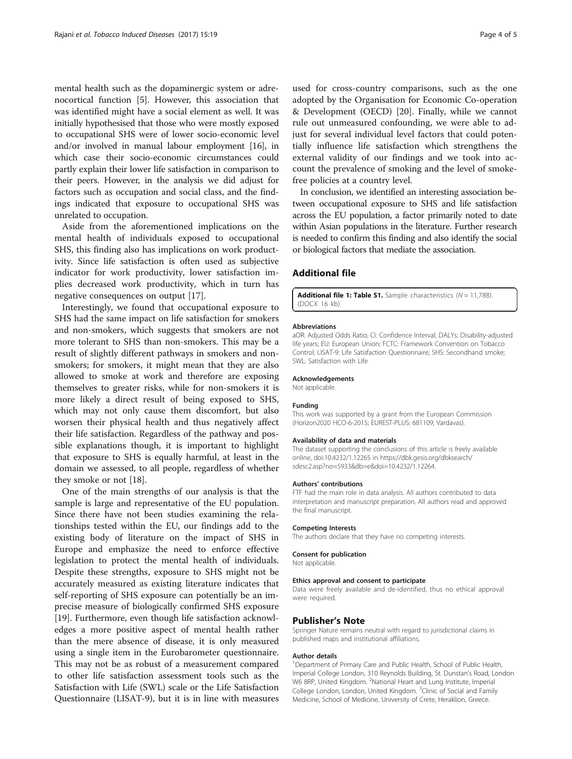mental health such as the dopaminergic system or adrenocortical function [5]. However, this association that was identified might have a social element as well. It was initially hypothesised that those who were mostly exposed to occupational SHS were of lower socio-economic level and/or involved in manual labour employment [16], in which case their socio-economic circumstances could partly explain their lower life satisfaction in comparison to their peers. However, in the analysis we did adjust for factors such as occupation and social class, and the findings indicated that exposure to occupational SHS was unrelated to occupation.

Aside from the aforementioned implications on the mental health of individuals exposed to occupational SHS, this finding also has implications on work productivity. Since life satisfaction is often used as subjective indicator for work productivity, lower satisfaction implies decreased work productivity, which in turn has negative consequences on output [17].

Interestingly, we found that occupational exposure to SHS had the same impact on life satisfaction for smokers and non-smokers, which suggests that smokers are not more tolerant to SHS than non-smokers. This may be a result of slightly different pathways in smokers and non-smokers; for smokers, it might mean that they are also allowed to smoke at work and therefore are exposing themselves to greater risks, while for non-smokers it is more likely a direct result of being exposed to SHS, which may not only cause them discomfort, but also worsen their physical health and thus negatively affect their life satisfaction. Regardless of the pathway and possible explanations though, it is important to highlight that exposure to SHS is equally harmful, at least in the domain we assessed, to all people, regardless of whether they smoke or not [18].

One of the main strengths of our analysis is that the sample is large and representative of the EU population. Since there have not been studies examining the relationships tested within the EU, our findings add to the existing body of literature on the impact of SHS in Europe and emphasize the need to enforce effective legislation to protect the mental health of individuals. Despite these strengths, exposure to SHS might not be accurately measured as existing literature indicates that self-reporting of SHS exposure can potentially be an imprecise measure of biologically confirmed SHS exposure [19]. Furthermore, even though life satisfaction acknowledges a more positive aspect of mental health rather than the mere absence of disease, it is only measured using a single item in the Eurobarometer questionnaire. This may not be as robust of a measurement compared to other life satisfaction assessment tools such as the Satisfaction with Life (SWL) scale or the Life Satisfaction Questionnaire (LISAT-9), but it is in line with measures used for cross-country comparisons, such as the one adopted by the Organisation for Economic Co-operation & Development (OECD) [20]. Finally, while we cannot rule out unmeasured confounding, we were able to adjust for several individual level factors that could potentially influence life satisfaction which strengthens the external validity of our findings and we took into account the prevalence of smoking and the level of smoke-free policies at a country level.

In conclusion, we identified an interesting association between occupational exposure to SHS and life satisfaction across the EU population, a factor primarily noted to date within Asian populations in the literature. Further research is needed to confirm this finding and also identify the social or biological factors that mediate the association.

## Additional file

**Additional file 1: Table S1.** Sample characteristics (N = 11,788). (DOCX 16 kb)

#### Abbreviations

aOR: Adjusted Odds Ratio; CI: Confidence Interval; DALYs: Disability-adjusted life years; EU: European Union; FCTC: Framework Convention on Tobacco Control; LISAT-9: Life Satisfaction Questionnaire; SHS: Secondhand smoke; SWL: Satisfaction with Life

#### Acknowledgements

Not applicable.

#### Funding

This work was supported by a grant from the European Commission (Horizon2020 HCO-6-2015; EUREST-PLUS: 681109; Vardavas).

#### Availability of data and materials

The dataset supporting the conclusions of this article is freely available online, doi:10.4232/1.12265 in https://dbk.gesis.org/dbksearch/sdesc2.asp?no=5933&db=e&doi=10.4232/1.12264.

#### Authors' contributions

FTF had the main role in data analysis. All authors contributed to data interpretation and manuscript preparation. All authors read and approved the final manuscript.

#### Competing Interests

The authors declare that they have no competing interests.

#### Consent for publication

Not applicable.

#### Ethics approval and consent to participate

Data were freely available and de-identified, thus no ethical approval were required.

## Publisher's Note

Springer Nature remains neutral with regard to jurisdictional claims in published maps and institutional affiliations.

#### Author details

[1]Department of Primary Care and Public Health, School of Public Health, Imperial College London, 310 Reynolds Building, St. Dunstan's Road, London W6 8RP, United Kingdom. [2]National Heart and Lung Institute, Imperial College London, London, United Kingdom. [3]Clinic of Social and Family Medicine, School of Medicine, University of Crete, Heraklion, Greece.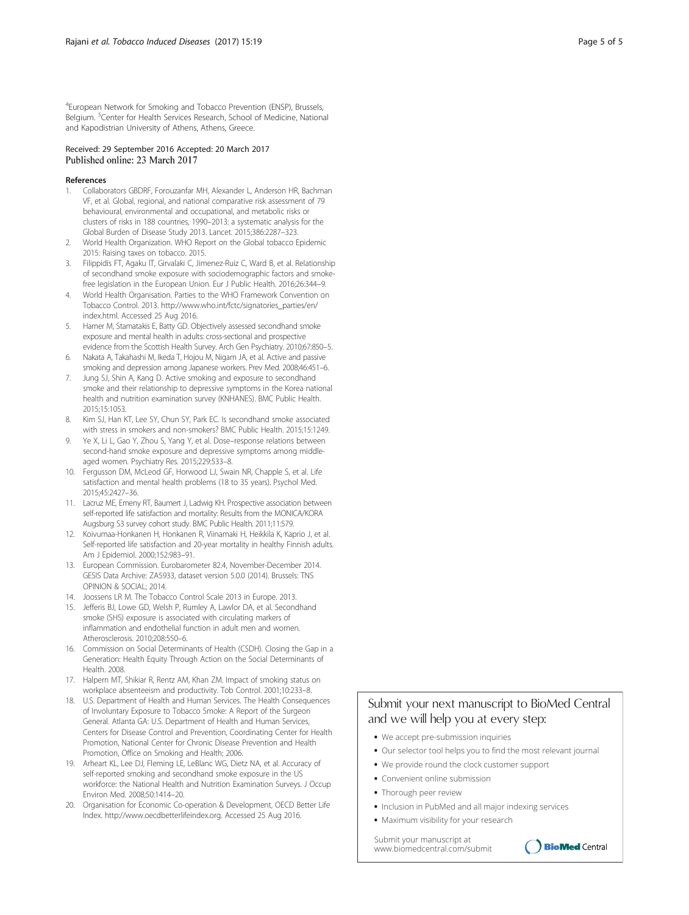[4]European Network for Smoking and Tobacco Prevention (ENSP), Brussels, Belgium. [5]Center for Health Services Research, School of Medicine, National and Kapodistrian University of Athens, Athens, Greece.

Received: 29 September 2016 Accepted: 20 March 2017
Published online: 23 March 2017

## References

1. Collaborators GBDRF, Forouzanfar MH, Alexander L, Anderson HR, Bachman VF, et al. Global, regional, and national comparative risk assessment of 79 behavioural, environmental and occupational, and metabolic risks or clusters of risks in 188 countries, 1990–2013: a systematic analysis for the Global Burden of Disease Study 2013. Lancet. 2015;386:2287–323.
2. World Health Organization. WHO Report on the Global tobacco Epidemic 2015: Raising taxes on tobacco. 2015.
3. Filippidis FT, Agaku IT, Girvalaki C, Jimenez-Ruiz C, Ward B, et al. Relationship of secondhand smoke exposure with sociodemographic factors and smoke-free legislation in the European Union. Eur J Public Health. 2016;26:344–9.
4. World Health Organisation. Parties to the WHO Framework Convention on Tobacco Control. 2013. http://www.who.int/fctc/signatories_parties/en/index.html. Accessed 25 Aug 2016.
5. Hamer M, Stamatakis E, Batty GD. Objectively assessed secondhand smoke exposure and mental health in adults: cross-sectional and prospective evidence from the Scottish Health Survey. Arch Gen Psychiatry. 2010;67:850–5.
6. Nakata A, Takahashi M, Ikeda T, Hojou M, Nigam JA, et al. Active and passive smoking and depression among Japanese workers. Prev Med. 2008;46:451–6.
7. Jung SJ, Shin A, Kang D. Active smoking and exposure to secondhand smoke and their relationship to depressive symptoms in the Korea national health and nutrition examination survey (KNHANES). BMC Public Health. 2015;15:1053.
8. Kim SJ, Han KT, Lee SY, Chun SY, Park EC. Is secondhand smoke associated with stress in smokers and non-smokers? BMC Public Health. 2015;15:1249.
9. Ye X, Li L, Gao Y, Zhou S, Yang Y, et al. Dose–response relations between second-hand smoke exposure and depressive symptoms among middle-aged women. Psychiatry Res. 2015;229:533–8.
10. Fergusson DM, McLeod GF, Horwood LJ, Swain NR, Chapple S, et al. Life satisfaction and mental health problems (18 to 35 years). Psychol Med. 2015;45:2427–36.
11. Lacruz ME, Emeny RT, Baumert J, Ladwig KH. Prospective association between self-reported life satisfaction and mortality: Results from the MONICA/KORA Augsburg S3 survey cohort study. BMC Public Health. 2011;11:579.
12. Koivumaa-Honkanen H, Honkanen R, Viinamaki H, Heikkila K, Kaprio J, et al. Self-reported life satisfaction and 20-year mortality in healthy Finnish adults. Am J Epidemiol. 2000;152:983–91.
13. European Commission. Eurobarometer 82.4, November-December 2014. GESIS Data Archive: ZA5933, dataset version 5.0.0 (2014). Brussels: TNS OPINION & SOCIAL; 2014.
14. Joossens LR M. The Tobacco Control Scale 2013 in Europe. 2013.
15. Jefferis BJ, Lowe GD, Welsh P, Rumley A, Lawlor DA, et al. Secondhand smoke (SHS) exposure is associated with circulating markers of inflammation and endothelial function in adult men and women. Atherosclerosis. 2010;208:550–6.
16. Commission on Social Determinants of Health (CSDH). Closing the Gap in a Generation: Health Equity Through Action on the Social Determinants of Health. 2008.
17. Halpern MT, Shikiar R, Rentz AM, Khan ZM. Impact of smoking status on workplace absenteeism and productivity. Tob Control. 2001;10:233–8.
18. U.S. Department of Health and Human Services. The Health Consequences of Involuntary Exposure to Tobacco Smoke: A Report of the Surgeon General. Atlanta GA: U.S. Department of Health and Human Services, Centers for Disease Control and Prevention, Coordinating Center for Health Promotion, National Center for Chronic Disease Prevention and Health Promotion, Office on Smoking and Health; 2006.
19. Arheart KL, Lee DJ, Fleming LE, LeBlanc WG, Dietz NA, et al. Accuracy of self-reported smoking and secondhand smoke exposure in the US workforce: the National Health and Nutrition Examination Surveys. J Occup Environ Med. 2008;50:1414–20.
20. Organisation for Economic Co-operation & Development, OECD Better Life Index. http://www.oecdbetterlifeindex.org. Accessed 25 Aug 2016.

Submit your next manuscript to BioMed Central and we will help you at every step:

- We accept pre-submission inquiries
- Our selector tool helps you to find the most relevant journal
- We provide round the clock customer support
- Convenient online submission
- Thorough peer review
- Inclusion in PubMed and all major indexing services
- Maximum visibility for your research

Submit your manuscript at
www.biomedcentral.com/submit

BioMed Central